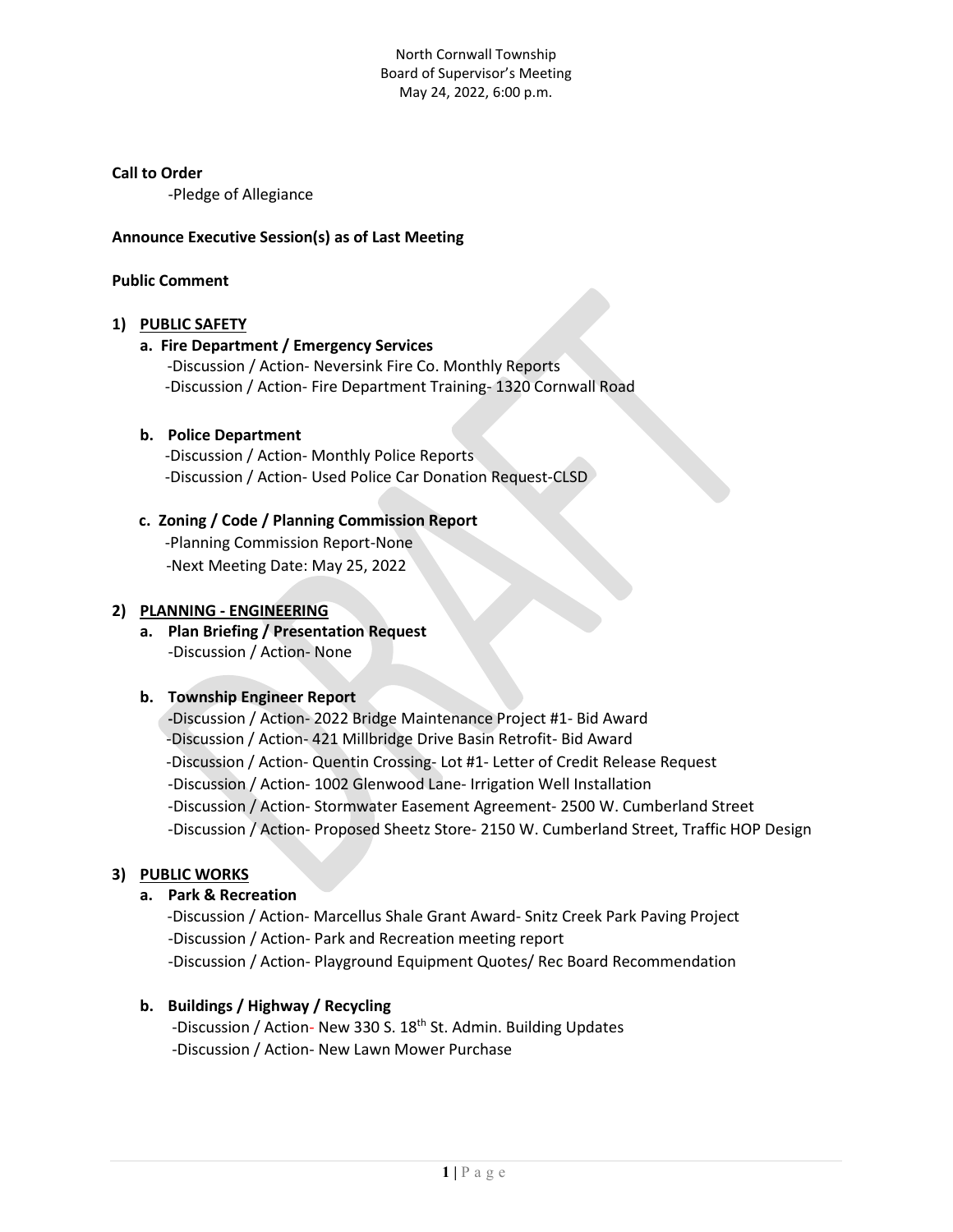North Cornwall Township
Board of Supervisor's Meeting
May 24, 2022, 6:00 p.m.

**Call to Order**

-Pledge of Allegiance

**Announce Executive Session(s) as of Last Meeting**

**Public Comment**

1) **PUBLIC SAFETY**

   a. **Fire Department / Emergency Services**
      -Discussion / Action- Neversink Fire Co. Monthly Reports
      -Discussion / Action- Fire Department Training- 1320 Cornwall Road

   b. **Police Department**
      -Discussion / Action- Monthly Police Reports
      -Discussion / Action- Used Police Car Donation Request-CLSD

   c. **Zoning / Code / Planning Commission Report**
      -Planning Commission Report-None
      -Next Meeting Date: May 25, 2022

2) **PLANNING - ENGINEERING**

   a. **Plan Briefing / Presentation Request**
      -Discussion / Action- None

   b. **Township Engineer Report**
      -Discussion / Action- 2022 Bridge Maintenance Project #1- Bid Award
      -Discussion / Action- 421 Millbridge Drive Basin Retrofit- Bid Award
      -Discussion / Action- Quentin Crossing- Lot #1- Letter of Credit Release Request
      -Discussion / Action- 1002 Glenwood Lane- Irrigation Well Installation
      -Discussion / Action- Stormwater Easement Agreement- 2500 W. Cumberland Street
      -Discussion / Action- Proposed Sheetz Store- 2150 W. Cumberland Street, Traffic HOP Design

3) **PUBLIC WORKS**

   a. **Park & Recreation**
      -Discussion / Action- Marcellus Shale Grant Award- Snitz Creek Park Paving Project
      -Discussion / Action- Park and Recreation meeting report
      -Discussion / Action- Playground Equipment Quotes/ Rec Board Recommendation

   b. **Buildings / Highway / Recycling**
      -Discussion / Action- New 330 S. 18th St. Admin. Building Updates
      -Discussion / Action- New Lawn Mower Purchase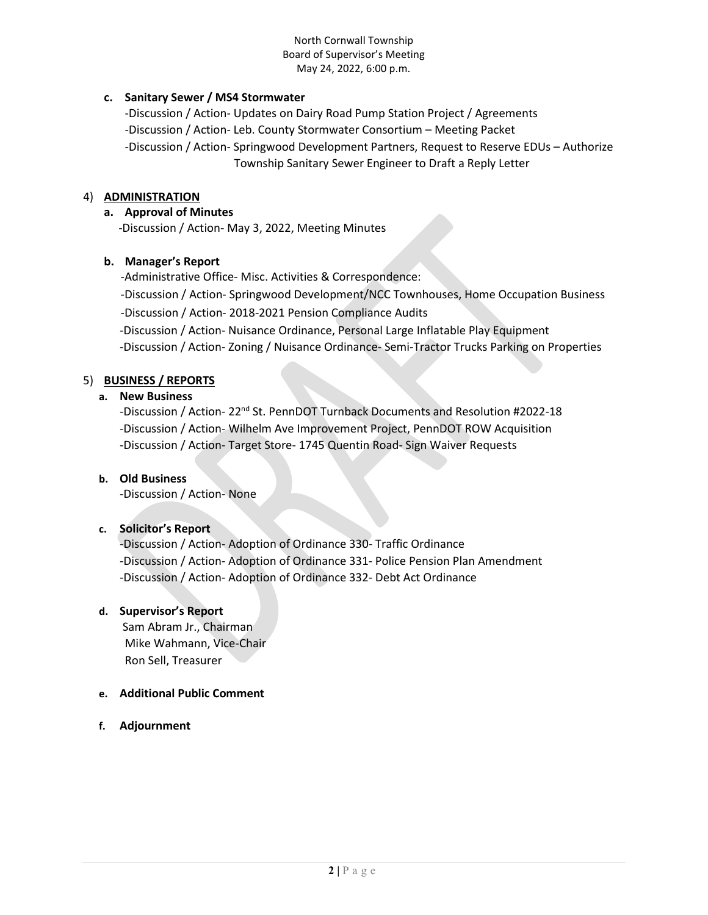**c. Sanitary Sewer / MS4 Stormwater**

-Discussion / Action- Updates on Dairy Road Pump Station Project / Agreements

-Discussion / Action- Leb. County Stormwater Consortium – Meeting Packet

-Discussion / Action- Springwood Development Partners, Request to Reserve EDUs – Authorize Township Sanitary Sewer Engineer to Draft a Reply Letter

4) **ADMINISTRATION**

**a. Approval of Minutes**

-Discussion / Action- May 3, 2022, Meeting Minutes

**b. Manager's Report**

-Administrative Office- Misc. Activities & Correspondence:

-Discussion / Action- Springwood Development/NCC Townhouses, Home Occupation Business

-Discussion / Action- 2018-2021 Pension Compliance Audits

-Discussion / Action- Nuisance Ordinance, Personal Large Inflatable Play Equipment

-Discussion / Action- Zoning / Nuisance Ordinance- Semi-Tractor Trucks Parking on Properties

5) **BUSINESS / REPORTS**

**a. New Business**

-Discussion / Action- 22nd St. PennDOT Turnback Documents and Resolution #2022-18

-Discussion / Action- Wilhelm Ave Improvement Project, PennDOT ROW Acquisition

-Discussion / Action- Target Store- 1745 Quentin Road- Sign Waiver Requests

**b. Old Business**

-Discussion / Action- None

**c. Solicitor's Report**

-Discussion / Action- Adoption of Ordinance 330- Traffic Ordinance

-Discussion / Action- Adoption of Ordinance 331- Police Pension Plan Amendment

-Discussion / Action- Adoption of Ordinance 332- Debt Act Ordinance

**d. Supervisor's Report**

Sam Abram Jr., Chairman

Mike Wahmann, Vice-Chair

Ron Sell, Treasurer

**e. Additional Public Comment**

**f. Adjournment**